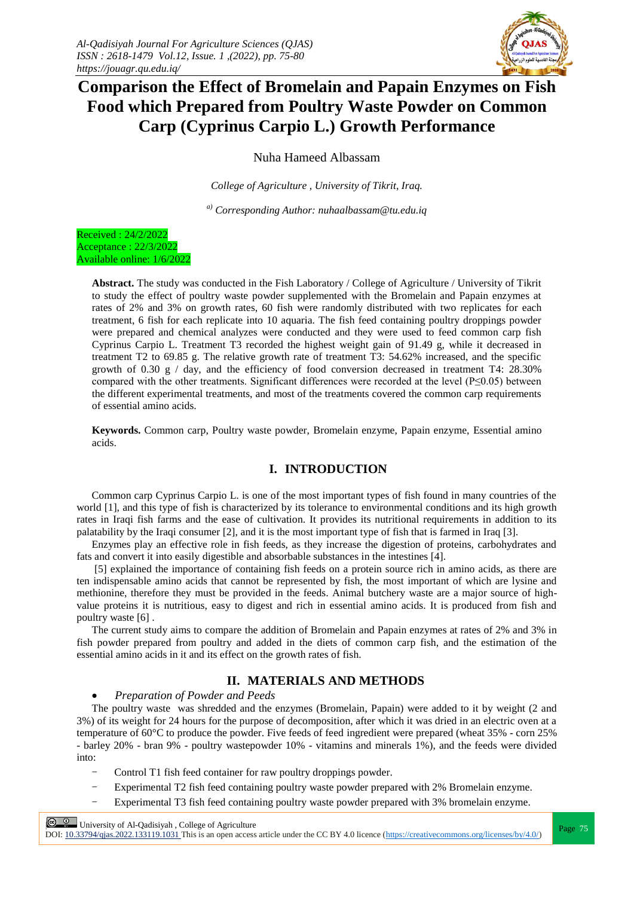# Comparison the Effect of Bromelain and Papain Enzymes on Fish Food which Prepared from Poultry Waste Powder on Common Carp (Cyprinus Carpio L.) Growth Performance

Nuha Hameed Albassam

*College of Agriculture , University of Tikrit, Iraq.*

*[a] Corresponding Author: nuhaalbassam@tu.edu.iq*

Received : 24/2/2022
Acceptance : 22/3/2022
Available online: 1/6/2022

**Abstract.** The study was conducted in the Fish Laboratory / College of Agriculture / University of Tikrit to study the effect of poultry waste powder supplemented with the Bromelain and Papain enzymes at rates of 2% and 3% on growth rates, 60 fish were randomly distributed with two replicates for each treatment, 6 fish for each replicate into 10 aquaria. The fish feed containing poultry droppings powder were prepared and chemical analyzes were conducted and they were used to feed common carp fish Cyprinus Carpio L. Treatment T3 recorded the highest weight gain of 91.49 g, while it decreased in treatment T2 to 69.85 g. The relative growth rate of treatment T3: 54.62% increased, and the specific growth of 0.30 g / day, and the efficiency of food conversion decreased in treatment T4: 28.30% compared with the other treatments. Significant differences were recorded at the level ($P \leq 0.05$) between the different experimental treatments, and most of the treatments covered the common carp requirements of essential amino acids.

**Keywords.** Common carp, Poultry waste powder, Bromelain enzyme, Papain enzyme, Essential amino acids.

## I. INTRODUCTION

Common carp Cyprinus Carpio L. is one of the most important types of fish found in many countries of the world [1], and this type of fish is characterized by its tolerance to environmental conditions and its high growth rates in Iraqi fish farms and the ease of cultivation. It provides its nutritional requirements in addition to its palatability by the Iraqi consumer [2], and it is the most important type of fish that is farmed in Iraq [3].

Enzymes play an effective role in fish feeds, as they increase the digestion of proteins, carbohydrates and fats and convert it into easily digestible and absorbable substances in the intestines [4].

[5] explained the importance of containing fish feeds on a protein source rich in amino acids, as there are ten indispensable amino acids that cannot be represented by fish, the most important of which are lysine and methionine, therefore they must be provided in the feeds. Animal butchery waste are a major source of high-value proteins it is nutritious, easy to digest and rich in essential amino acids. It is produced from fish and poultry waste [6] .

The current study aims to compare the addition of Bromelain and Papain enzymes at rates of 2% and 3% in fish powder prepared from poultry and added in the diets of common carp fish, and the estimation of the essential amino acids in it and its effect on the growth rates of fish.

## II. MATERIALS AND METHODS

- *Preparation of Powder and Peeds*

The poultry waste was shredded and the enzymes (Bromelain, Papain) were added to it by weight (2 and 3%) of its weight for 24 hours for the purpose of decomposition, after which it was dried in an electric oven at a temperature of 60°C to produce the powder. Five feeds of feed ingredient were prepared (wheat 35% - corn 25% - barley 20% - bran 9% - poultry wastepowder 10% - vitamins and minerals 1%), and the feeds were divided into:

- Control T1 fish feed container for raw poultry droppings powder.
- Experimental T2 fish feed containing poultry waste powder prepared with 2% Bromelain enzyme.
- Experimental T3 fish feed containing poultry waste powder prepared with 3% bromelain enzyme.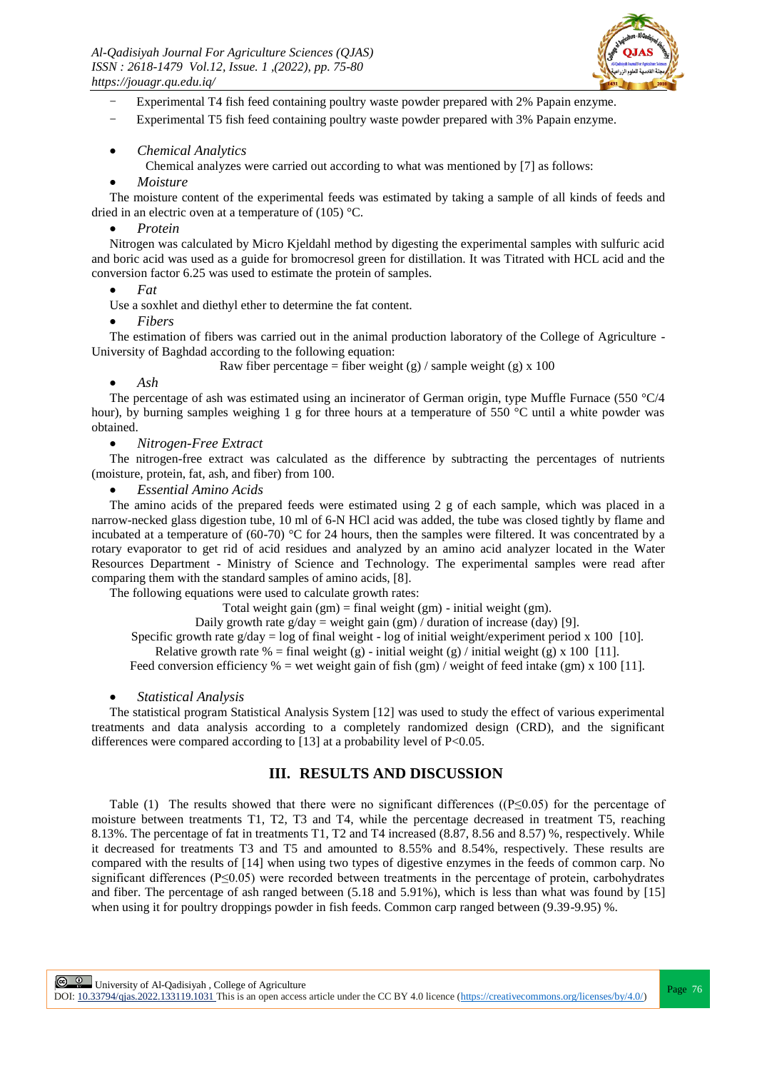- Experimental T4 fish feed containing poultry waste powder prepared with 2% Papain enzyme.
- Experimental T5 fish feed containing poultry waste powder prepared with 3% Papain enzyme.

- *Chemical Analytics*

Chemical analyzes were carried out according to what was mentioned by [7] as follows:

- *Moisture*

The moisture content of the experimental feeds was estimated by taking a sample of all kinds of feeds and dried in an electric oven at a temperature of (105) °C.

- *Protein*

Nitrogen was calculated by Micro Kjeldahl method by digesting the experimental samples with sulfuric acid and boric acid was used as a guide for bromocresol green for distillation. It was Titrated with HCL acid and the conversion factor 6.25 was used to estimate the protein of samples.

- *Fat*

Use a soxhlet and diethyl ether to determine the fat content.

- *Fibers*

The estimation of fibers was carried out in the animal production laboratory of the College of Agriculture - University of Baghdad according to the following equation:

Raw fiber percentage = fiber weight (g) / sample weight (g) x 100

- *Ash*

The percentage of ash was estimated using an incinerator of German origin, type Muffle Furnace (550 °C/4 hour), by burning samples weighing 1 g for three hours at a temperature of 550 °C until a white powder was obtained.

- *Nitrogen-Free Extract*

The nitrogen-free extract was calculated as the difference by subtracting the percentages of nutrients (moisture, protein, fat, ash, and fiber) from 100.

- *Essential Amino Acids*

The amino acids of the prepared feeds were estimated using 2 g of each sample, which was placed in a narrow-necked glass digestion tube, 10 ml of 6-N HCl acid was added, the tube was closed tightly by flame and incubated at a temperature of (60-70) °C for 24 hours, then the samples were filtered. It was concentrated by a rotary evaporator to get rid of acid residues and analyzed by an amino acid analyzer located in the Water Resources Department - Ministry of Science and Technology. The experimental samples were read after comparing them with the standard samples of amino acids, [8].

The following equations were used to calculate growth rates:

Total weight gain (gm) = final weight (gm) - initial weight (gm).

Daily growth rate g/day = weight gain (gm) / duration of increase (day) [9].

Specific growth rate g/day = log of final weight - log of initial weight/experiment period x 100 [10].

Relative growth rate % = final weight (g) - initial weight (g) / initial weight (g) x 100 [11].

Feed conversion efficiency % = wet weight gain of fish (gm) / weight of feed intake (gm) x 100 [11].

- *Statistical Analysis*

The statistical program Statistical Analysis System [12] was used to study the effect of various experimental treatments and data analysis according to a completely randomized design (CRD), and the significant differences were compared according to [13] at a probability level of $P<0.05$.

## III. RESULTS AND DISCUSSION

Table (1) The results showed that there were no significant differences (($P\leq0.05$) for the percentage of moisture between treatments T1, T2, T3 and T4, while the percentage decreased in treatment T5, reaching 8.13%. The percentage of fat in treatments T1, T2 and T4 increased (8.87, 8.56 and 8.57) %, respectively. While it decreased for treatments T3 and T5 and amounted to 8.55% and 8.54%, respectively. These results are compared with the results of [14] when using two types of digestive enzymes in the feeds of common carp. No significant differences ($P\leq0.05$) were recorded between treatments in the percentage of protein, carbohydrates and fiber. The percentage of ash ranged between (5.18 and 5.91%), which is less than what was found by [15] when using it for poultry droppings powder in fish feeds. Common carp ranged between (9.39-9.95) %.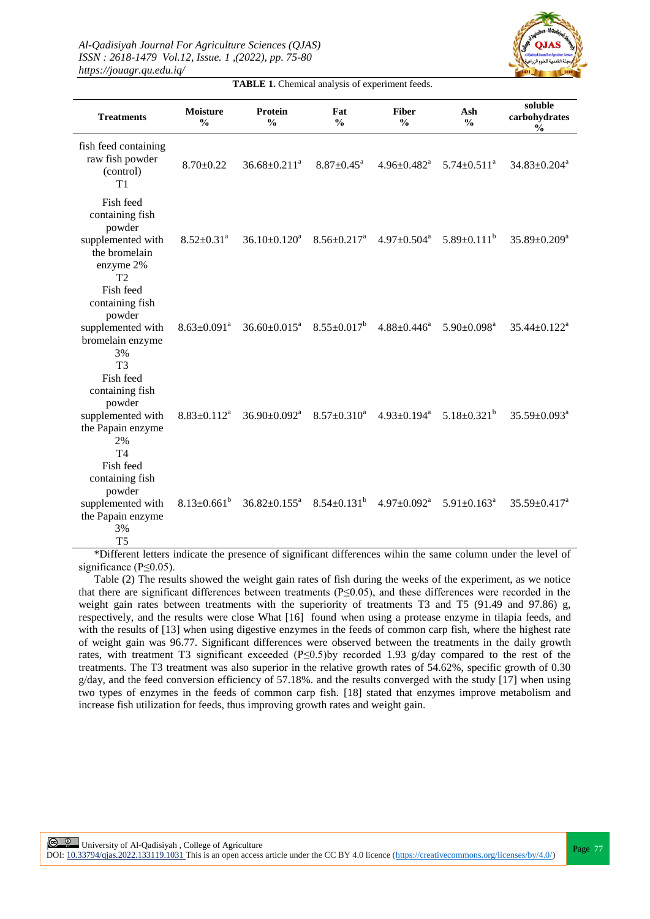**TABLE 1.** Chemical analysis of experiment feeds.

| Treatments | Moisture % | Protein % | Fat % | Fiber % | Ash % | soluble carbohydrates % |
|---|---|---|---|---|---|---|
| fish feed containing raw fish powder (control) T1 | 8.70±0.22 | 36.68±0.211[a] | 8.87±0.45[a] | 4.96±0.482[a] | 5.74±0.511[a] | 34.83±0.204[a] |
| Fish feed containing fish powder supplemented with the bromelain enzyme 2% T2 | 8.52±0.31[a] | 36.10±0.120[a] | 8.56±0.217[a] | 4.97±0.504[a] | 5.89±0.111[b] | 35.89±0.209[a] |
| Fish feed containing fish powder supplemented with bromelain enzyme 3% T3 | 8.63±0.091[a] | 36.60±0.015[a] | 8.55±0.017[b] | 4.88±0.446[a] | 5.90±0.098[a] | 35.44±0.122[a] |
| Fish feed containing fish powder supplemented with the Papain enzyme 2% T4 | 8.83±0.112[a] | 36.90±0.092[a] | 8.57±0.310[a] | 4.93±0.194[a] | 5.18±0.321[b] | 35.59±0.093[a] |
| Fish feed containing fish powder supplemented with the Papain enzyme 3% T5 | 8.13±0.661[b] | 36.82±0.155[a] | 8.54±0.131[b] | 4.97±0.092[a] | 5.91±0.163[a] | 35.59±0.417[a] |

*Different letters indicate the presence of significant differences wihin the same column under the level of significance ($P \leq 0.05$).

Table (2) The results showed the weight gain rates of fish during the weeks of the experiment, as we notice that there are significant differences between treatments ($P \leq 0.05$), and these differences were recorded in the weight gain rates between treatments with the superiority of treatments T3 and T5 (91.49 and 97.86) g, respectively, and the results were close What [16] found when using a protease enzyme in tilapia feeds, and with the results of [13] when using digestive enzymes in the feeds of common carp fish, where the highest rate of weight gain was 96.77. Significant differences were observed between the treatments in the daily growth rates, with treatment T3 significant exceeded ($P \leq 0.5$)by recorded 1.93 g/day compared to the rest of the treatments. The T3 treatment was also superior in the relative growth rates of 54.62%, specific growth of 0.30 g/day, and the feed conversion efficiency of 57.18%. and the results converged with the study [17] when using two types of enzymes in the feeds of common carp fish. [18] stated that enzymes improve metabolism and increase fish utilization for feeds, thus improving growth rates and weight gain.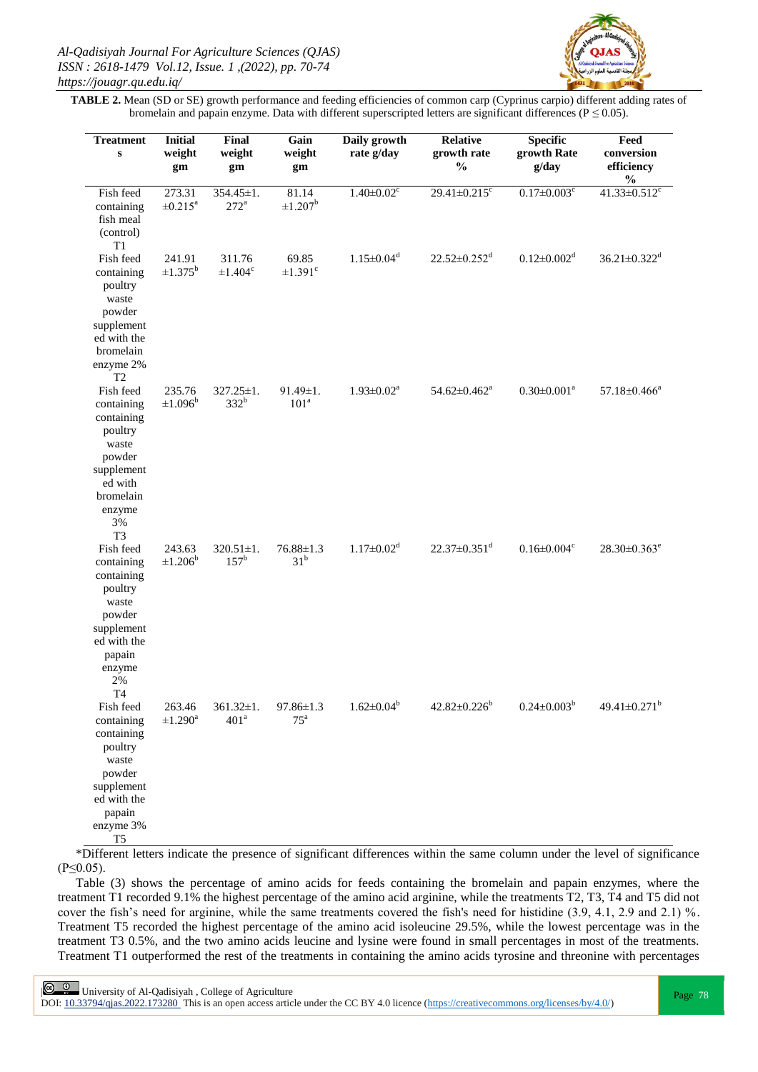**TABLE 2.** Mean (SD or SE) growth performance and feeding efficiencies of common carp (Cyprinus carpio) different adding rates of bromelain and papain enzyme. Data with different superscripted letters are significant differences (P ≤ 0.05).

| Treatments | Initial weight gm | Final weight gm | Gain weight gm | Daily growth rate g/day | Relative growth rate % | Specific growth Rate g/day | Feed conversion efficiency % |
|---|---|---|---|---|---|---|---|
| Fish feed containing fish meal (control) T1 | 273.31 ±0.215[a] | 354.45±1.272[a] | 81.14 ±1.207[b] | 1.40±0.02[c] | 29.41±0.215[c] | 0.17±0.003[c] | 41.33±0.512[c] |
| Fish feed containing poultry waste powder supplemented with the bromelain enzyme 2% T2 | 241.91 ±1.375[b] | 311.76 ±1.404[c] | 69.85 ±1.391[c] | 1.15±0.04[d] | 22.52±0.252[d] | 0.12±0.002[d] | 36.21±0.322[d] |
| Fish feed containing containing poultry waste powder supplemented with bromelain enzyme 3% T3 | 235.76 ±1.096[b] | 327.25±1.332[b] | 91.49±1.101[a] | 1.93±0.02[a] | 54.62±0.462[a] | 0.30±0.001[a] | 57.18±0.466[a] |
| Fish feed containing containing poultry waste powder supplemented with the papain enzyme 2% T4 | 243.63 ±1.206[b] | 320.51±1.157[b] | 76.88±1.331[b] | 1.17±0.02[d] | 22.37±0.351[d] | 0.16±0.004[c] | 28.30±0.363[e] |
| Fish feed containing containing poultry waste powder supplemented with the papain enzyme 3% T5 | 263.46 ±1.290[a] | 361.32±1.401[a] | 97.86±1.375[a] | 1.62±0.04[b] | 42.82±0.226[b] | 0.24±0.003[b] | 49.41±0.271[b] |

*Different letters indicate the presence of significant differences within the same column under the level of significance (P≤0.05).

Table (3) shows the percentage of amino acids for feeds containing the bromelain and papain enzymes, where the treatment T1 recorded 9.1% the highest percentage of the amino acid arginine, while the treatments T2, T3, T4 and T5 did not cover the fish's need for arginine, while the same treatments covered the fish's need for histidine (3.9, 4.1, 2.9 and 2.1) %. Treatment T5 recorded the highest percentage of the amino acid isoleucine 29.5%, while the lowest percentage was in the treatment T3 0.5%, and the two amino acids leucine and lysine were found in small percentages in most of the treatments. Treatment T1 outperformed the rest of the treatments in containing the amino acids tyrosine and threonine with percentages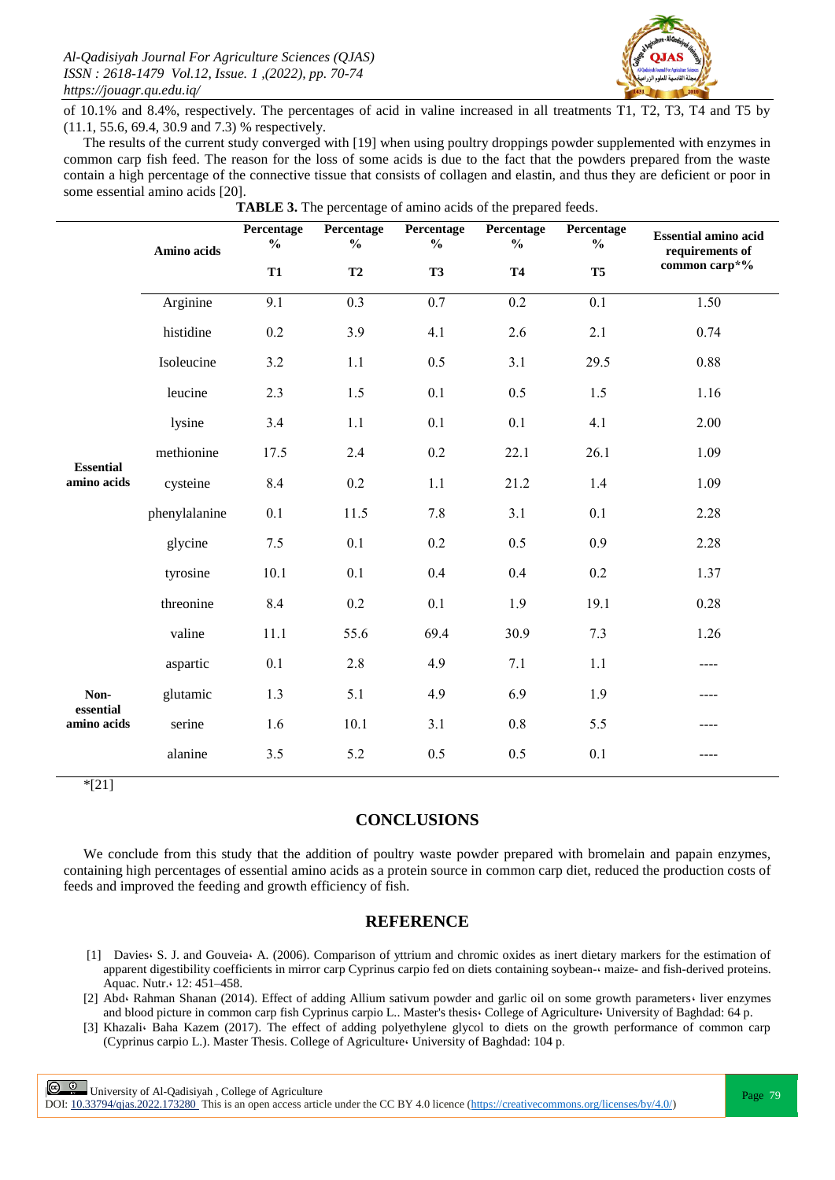of 10.1% and 8.4%, respectively. The percentages of acid in valine increased in all treatments T1, T2, T3, T4 and T5 by (11.1, 55.6, 69.4, 30.9 and 7.3) % respectively.

The results of the current study converged with [19] when using poultry droppings powder supplemented with enzymes in common carp fish feed. The reason for the loss of some acids is due to the fact that the powders prepared from the waste contain a high percentage of the connective tissue that consists of collagen and elastin, and thus they are deficient or poor in some essential amino acids [20].

**TABLE 3.** The percentage of amino acids of the prepared feeds.

| | Amino acids | Percentage % T1 | Percentage % T2 | Percentage % T3 | Percentage % T4 | Percentage % T5 | Essential amino acid requirements of common carp*% |
|---|---|---|---|---|---|---|---|
| Essential amino acids | Arginine | 9.1 | 0.3 | 0.7 | 0.2 | 0.1 | 1.50 |
| | histidine | 0.2 | 3.9 | 4.1 | 2.6 | 2.1 | 0.74 |
| | Isoleucine | 3.2 | 1.1 | 0.5 | 3.1 | 29.5 | 0.88 |
| | leucine | 2.3 | 1.5 | 0.1 | 0.5 | 1.5 | 1.16 |
| | lysine | 3.4 | 1.1 | 0.1 | 0.1 | 4.1 | 2.00 |
| | methionine | 17.5 | 2.4 | 0.2 | 22.1 | 26.1 | 1.09 |
| | cysteine | 8.4 | 0.2 | 1.1 | 21.2 | 1.4 | 1.09 |
| | phenylalanine | 0.1 | 11.5 | 7.8 | 3.1 | 0.1 | 2.28 |
| | glycine | 7.5 | 0.1 | 0.2 | 0.5 | 0.9 | 2.28 |
| | tyrosine | 10.1 | 0.1 | 0.4 | 0.4 | 0.2 | 1.37 |
| | threonine | 8.4 | 0.2 | 0.1 | 1.9 | 19.1 | 0.28 |
| | valine | 11.1 | 55.6 | 69.4 | 30.9 | 7.3 | 1.26 |
| Non-essential amino acids | aspartic | 0.1 | 2.8 | 4.9 | 7.1 | 1.1 | ---- |
| | glutamic | 1.3 | 5.1 | 4.9 | 6.9 | 1.9 | ---- |
| | serine | 1.6 | 10.1 | 3.1 | 0.8 | 5.5 | ---- |
| | alanine | 3.5 | 5.2 | 0.5 | 0.5 | 0.1 | ---- |

*[21]

## CONCLUSIONS

We conclude from this study that the addition of poultry waste powder prepared with bromelain and papain enzymes, containing high percentages of essential amino acids as a protein source in common carp diet, reduced the production costs of feeds and improved the feeding and growth efficiency of fish.

## REFERENCE

[1] Davies، S. J. and Gouveia، A. (2006). Comparison of yttrium and chromic oxides as inert dietary markers for the estimation of apparent digestibility coefficients in mirror carp Cyprinus carpio fed on diets containing soybean-، maize- and fish-derived proteins. Aquac. Nutr.، 12: 451–458.

[2] Abd، Rahman Shanan (2014). Effect of adding Allium sativum powder and garlic oil on some growth parameters، liver enzymes and blood picture in common carp fish Cyprinus carpio L.. Master's thesis، College of Agriculture، University of Baghdad: 64 p.

[3] Khazali، Baha Kazem (2017). The effect of adding polyethylene glycol to diets on the growth performance of common carp (Cyprinus carpio L.). Master Thesis. College of Agriculture، University of Baghdad: 104 p.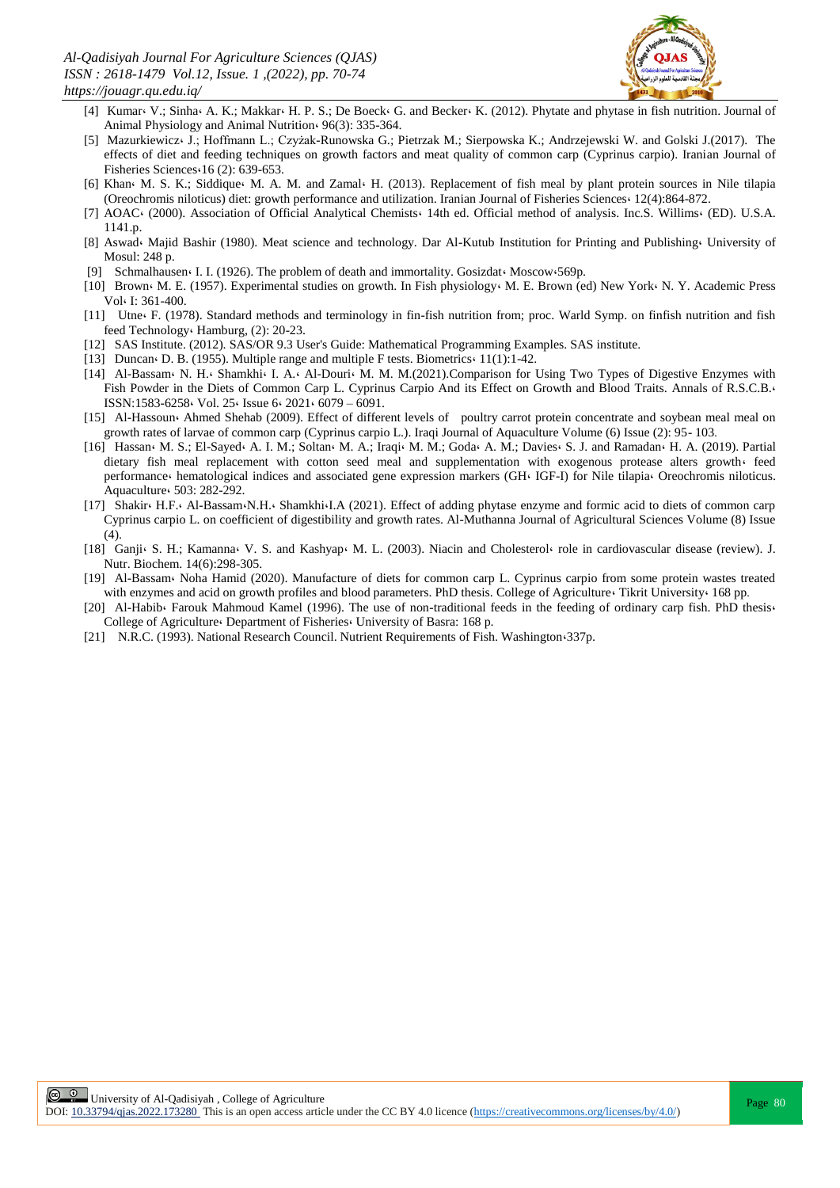[4] Kumar، V.; Sinha، A. K.; Makkar، H. P. S.; De Boeck، G. and Becker، K. (2012). Phytate and phytase in fish nutrition. Journal of Animal Physiology and Animal Nutrition، 96(3): 335-364.

[5] Mazurkiewicz، J.; Hoffmann L.; Czyżak-Runowska G.; Pietrzak M.; Sierpowska K.; Andrzejewski W. and Golski J.(2017). The effects of diet and feeding techniques on growth factors and meat quality of common carp (Cyprinus carpio). Iranian Journal of Fisheries Sciences،16 (2): 639-653.

[6] Khan، M. S. K.; Siddique، M. A. M. and Zamal، H. (2013). Replacement of fish meal by plant protein sources in Nile tilapia (Oreochromis niloticus) diet: growth performance and utilization. Iranian Journal of Fisheries Sciences، 12(4):864-872.

[7] AOAC، (2000). Association of Official Analytical Chemists، 14th ed. Official method of analysis. Inc.S. Willims، (ED). U.S.A. 1141.p.

[8] Aswad، Majid Bashir (1980). Meat science and technology. Dar Al-Kutub Institution for Printing and Publishing، University of Mosul: 248 p.

[9] Schmalhausen، I. I. (1926). The problem of death and immortality. Gosizdat، Moscow،569p.

[10] Brown، M. E. (1957). Experimental studies on growth. In Fish physiology، M. E. Brown (ed) New York، N. Y. Academic Press Vol، I: 361-400.

[11] Utne، F. (1978). Standard methods and terminology in fin-fish nutrition from; proc. Warld Symp. on finfish nutrition and fish feed Technology، Hamburg, (2): 20-23.

[12] SAS Institute. (2012). SAS/OR 9.3 User's Guide: Mathematical Programming Examples. SAS institute.

[13] Duncan، D. B. (1955). Multiple range and multiple F tests. Biometrics، 11(1):1-42.

[14] Al-Bassam، N. H.، Shamkhi، I. A.، Al-Douri، M. M. M.(2021).Comparison for Using Two Types of Digestive Enzymes with Fish Powder in the Diets of Common Carp L. Cyprinus Carpio And its Effect on Growth and Blood Traits. Annals of R.S.C.B.، ISSN:1583-6258، Vol. 25، Issue 6، 2021، 6079 – 6091.

[15] Al-Hassoun، Ahmed Shehab (2009). Effect of different levels of poultry carrot protein concentrate and soybean meal meal on growth rates of larvae of common carp (Cyprinus carpio L.). Iraqi Journal of Aquaculture Volume (6) Issue (2): 95- 103.

[16] Hassan، M. S.; El-Sayed، A. I. M.; Soltan، M. A.; Iraqi، M. M.; Goda، A. M.; Davies، S. J. and Ramadan، H. A. (2019). Partial dietary fish meal replacement with cotton seed meal and supplementation with exogenous protease alters growth، feed performance، hematological indices and associated gene expression markers (GH، IGF-I) for Nile tilapia، Oreochromis niloticus. Aquaculture، 503: 282-292.

[17] Shakir، H.F.، Al-Bassam،N.H.، Shamkhi،I.A (2021). Effect of adding phytase enzyme and formic acid to diets of common carp Cyprinus carpio L. on coefficient of digestibility and growth rates. Al-Muthanna Journal of Agricultural Sciences Volume (8) Issue (4).

[18] Ganji، S. H.; Kamanna، V. S. and Kashyap، M. L. (2003). Niacin and Cholesterol، role in cardiovascular disease (review). J. Nutr. Biochem. 14(6):298-305.

[19] Al-Bassam، Noha Hamid (2020). Manufacture of diets for common carp L. Cyprinus carpio from some protein wastes treated with enzymes and acid on growth profiles and blood parameters. PhD thesis. College of Agriculture، Tikrit University، 168 pp.

[20] Al-Habib، Farouk Mahmoud Kamel (1996). The use of non-traditional feeds in the feeding of ordinary carp fish. PhD thesis، College of Agriculture، Department of Fisheries، University of Basra: 168 p.

[21] N.R.C. (1993). National Research Council. Nutrient Requirements of Fish. Washington،337p.